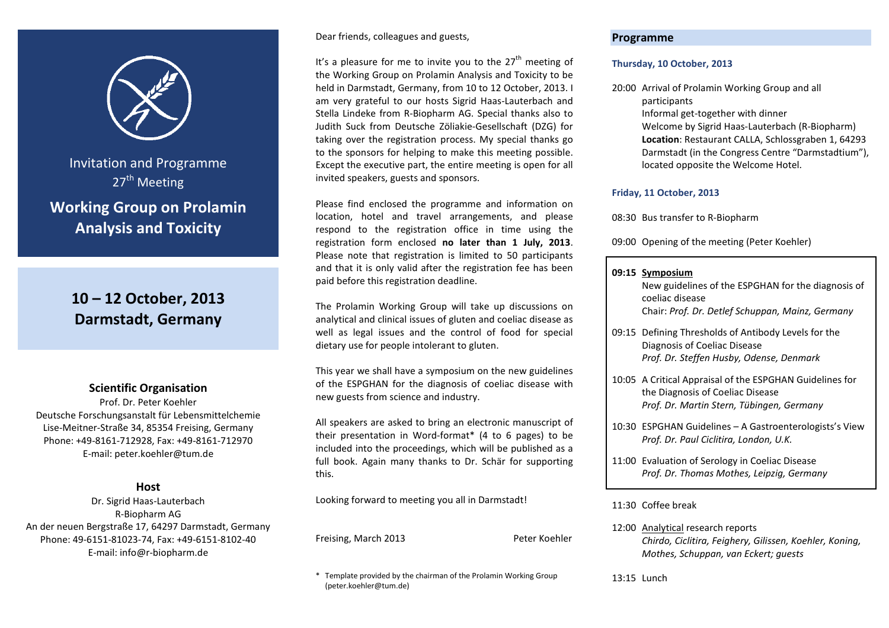Invitation and Programme

27th Meeting

# Working Group on Prolamin Analysis and Toxicity

## 10 – 12 October, 2013
## Darmstadt, Germany

### Scientific Organisation

Prof. Dr. Peter Koehler
Deutsche Forschungsanstalt für Lebensmittelchemie
Lise-Meitner-Straße 34, 85354 Freising, Germany
Phone: +49-8161-712928, Fax: +49-8161-712970
E-mail: peter.koehler@tum.de

### Host

Dr. Sigrid Haas-Lauterbach
R-Biopharm AG
An der neuen Bergstraße 17, 64297 Darmstadt, Germany
Phone: 49-6151-81023-74, Fax: +49-6151-8102-40
E-mail: info@r-biopharm.de

Dear friends, colleagues and guests,

It's a pleasure for me to invite you to the 27th meeting of the Working Group on Prolamin Analysis and Toxicity to be held in Darmstadt, Germany, from 10 to 12 October, 2013. I am very grateful to our hosts Sigrid Haas-Lauterbach and Stella Lindeke from R-Biopharm AG. Special thanks also to Judith Suck from Deutsche Zöliakie-Gesellschaft (DZG) for taking over the registration process. My special thanks go to the sponsors for helping to make this meeting possible. Except the executive part, the entire meeting is open for all invited speakers, guests and sponsors.

Please find enclosed the programme and information on location, hotel and travel arrangements, and please respond to the registration office in time using the registration form enclosed **no later than 1 July, 2013**. Please note that registration is limited to 50 participants and that it is only valid after the registration fee has been paid before this registration deadline.

The Prolamin Working Group will take up discussions on analytical and clinical issues of gluten and coeliac disease as well as legal issues and the control of food for special dietary use for people intolerant to gluten.

This year we shall have a symposium on the new guidelines of the ESPGHAN for the diagnosis of coeliac disease with new guests from science and industry.

All speakers are asked to bring an electronic manuscript of their presentation in Word-format* (4 to 6 pages) to be included into the proceedings, which will be published as a full book. Again many thanks to Dr. Schär for supporting this.

Looking forward to meeting you all in Darmstadt!

Freising, March 2013 Peter Koehler

\* Template provided by the chairman of the Prolamin Working Group (peter.koehler@tum.de)

## Programme

### Thursday, 10 October, 2013

20:00 Arrival of Prolamin Working Group and all participants
Informal get-together with dinner
Welcome by Sigrid Haas-Lauterbach (R-Biopharm)
**Location**: Restaurant CALLA, Schlossgraben 1, 64293 Darmstadt (in the Congress Centre "Darmstadtium"), located opposite the Welcome Hotel.

### Friday, 11 October, 2013

08:30 Bus transfer to R-Biopharm

09:00 Opening of the meeting (Peter Koehler)

**09:15 Symposium**
New guidelines of the ESPGHAN for the diagnosis of coeliac disease
Chair: *Prof. Dr. Detlef Schuppan, Mainz, Germany*

09:15 Defining Thresholds of Antibody Levels for the Diagnosis of Coeliac Disease
*Prof. Dr. Steffen Husby, Odense, Denmark*

10:05 A Critical Appraisal of the ESPGHAN Guidelines for the Diagnosis of Coeliac Disease
*Prof. Dr. Martin Stern, Tübingen, Germany*

10:30 ESPGHAN Guidelines – A Gastroenterologists's View
*Prof. Dr. Paul Ciclitira, London, U.K.*

11:00 Evaluation of Serology in Coeliac Disease
*Prof. Dr. Thomas Mothes, Leipzig, Germany*

11:30 Coffee break

12:00 Analytical research reports
*Chirdo, Ciclitira, Feighery, Gilissen, Koehler, Koning, Mothes, Schuppan, van Eckert; guests*

13:15 Lunch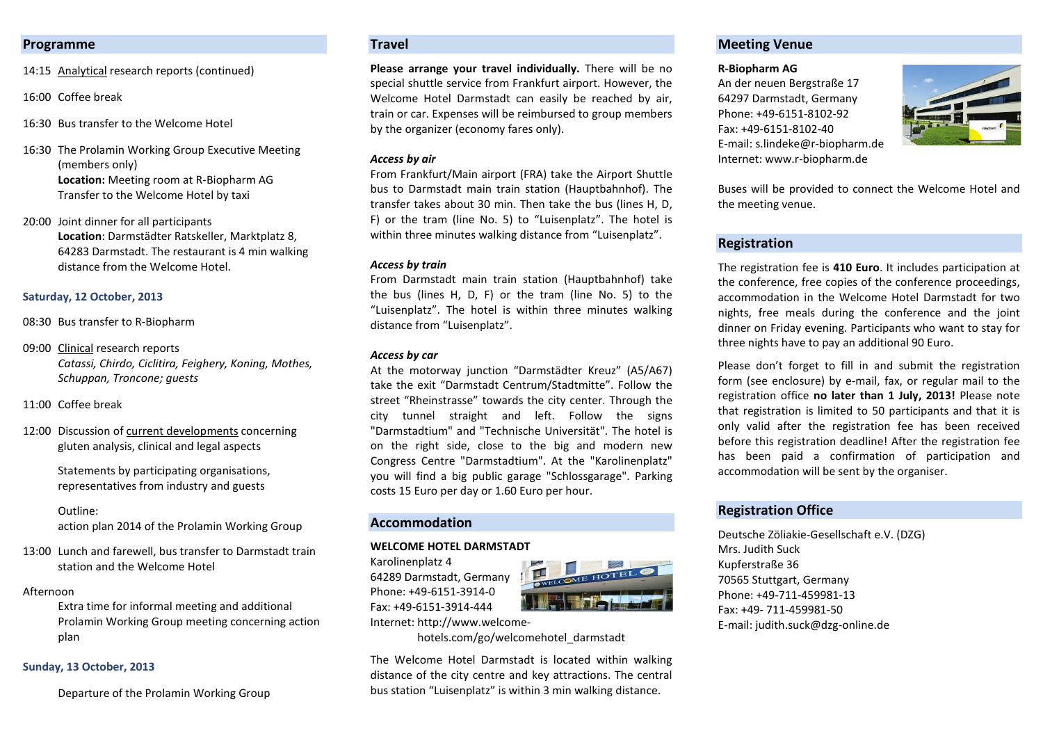## Programme

14:15 Analytical research reports (continued)

16:00 Coffee break

16:30 Bus transfer to the Welcome Hotel

16:30 The Prolamin Working Group Executive Meeting (members only)
**Location:** Meeting room at R-Biopharm AG
Transfer to the Welcome Hotel by taxi

20:00 Joint dinner for all participants
**Location**: Darmstädter Ratskeller, Marktplatz 8, 64283 Darmstadt. The restaurant is 4 min walking distance from the Welcome Hotel.

### Saturday, 12 October, 2013

08:30 Bus transfer to R-Biopharm

09:00 Clinical research reports
*Catassi, Chirdo, Ciclitira, Feighery, Koning, Mothes, Schuppan, Troncone; guests*

11:00 Coffee break

12:00 Discussion of current developments concerning gluten analysis, clinical and legal aspects

Statements by participating organisations, representatives from industry and guests

Outline:
action plan 2014 of the Prolamin Working Group

13:00 Lunch and farewell, bus transfer to Darmstadt train station and the Welcome Hotel

Afternoon
Extra time for informal meeting and additional Prolamin Working Group meeting concerning action plan

### Sunday, 13 October, 2013

Departure of the Prolamin Working Group

## Travel

**Please arrange your travel individually.** There will be no special shuttle service from Frankfurt airport. However, the Welcome Hotel Darmstadt can easily be reached by air, train or car. Expenses will be reimbursed to group members by the organizer (economy fares only).

***Access by air***

From Frankfurt/Main airport (FRA) take the Airport Shuttle bus to Darmstadt main train station (Hauptbahnhof). The transfer takes about 30 min. Then take the bus (lines H, D, F) or the tram (line No. 5) to "Luisenplatz". The hotel is within three minutes walking distance from "Luisenplatz".

***Access by train***

From Darmstadt main train station (Hauptbahnhof) take the bus (lines H, D, F) or the tram (line No. 5) to the "Luisenplatz". The hotel is within three minutes walking distance from "Luisenplatz".

***Access by car***

At the motorway junction "Darmstädter Kreuz" (A5/A67) take the exit "Darmstadt Centrum/Stadtmitte". Follow the street "Rheinstrasse" towards the city center. Through the city tunnel straight and left. Follow the signs "Darmstadtium" and "Technische Universität". The hotel is on the right side, close to the big and modern new Congress Centre "Darmstadtium". At the "Karolinenplatz" you will find a big public garage "Schlossgarage". Parking costs 15 Euro per day or 1.60 Euro per hour.

## Accommodation

**WELCOME HOTEL DARMSTADT**
Karolinenplatz 4
64289 Darmstadt, Germany
Phone: +49-6151-3914-0
Fax: +49-6151-3914-444
Internet: http://www.welcome-hotels.com/go/welcomehotel_darmstadt

The Welcome Hotel Darmstadt is located within walking distance of the city centre and key attractions. The central bus station "Luisenplatz" is within 3 min walking distance.

## Meeting Venue

**R-Biopharm AG**
An der neuen Bergstraße 17
64297 Darmstadt, Germany
Phone: +49-6151-8102-92
Fax: +49-6151-8102-40
E-mail: s.lindeke@r-biopharm.de
Internet: www.r-biopharm.de

Buses will be provided to connect the Welcome Hotel and the meeting venue.

## Registration

The registration fee is **410 Euro**. It includes participation at the conference, free copies of the conference proceedings, accommodation in the Welcome Hotel Darmstadt for two nights, free meals during the conference and the joint dinner on Friday evening. Participants who want to stay for three nights have to pay an additional 90 Euro.

Please don't forget to fill in and submit the registration form (see enclosure) by e-mail, fax, or regular mail to the registration office **no later than 1 July, 2013!** Please note that registration is limited to 50 participants and that it is only valid after the registration fee has been received before this registration deadline! After the registration fee has been paid a confirmation of participation and accommodation will be sent by the organiser.

## Registration Office

Deutsche Zöliakie-Gesellschaft e.V. (DZG)
Mrs. Judith Suck
Kupferstraße 36
70565 Stuttgart, Germany
Phone: +49-711-459981-13
Fax: +49- 711-459981-50
E-mail: judith.suck@dzg-online.de